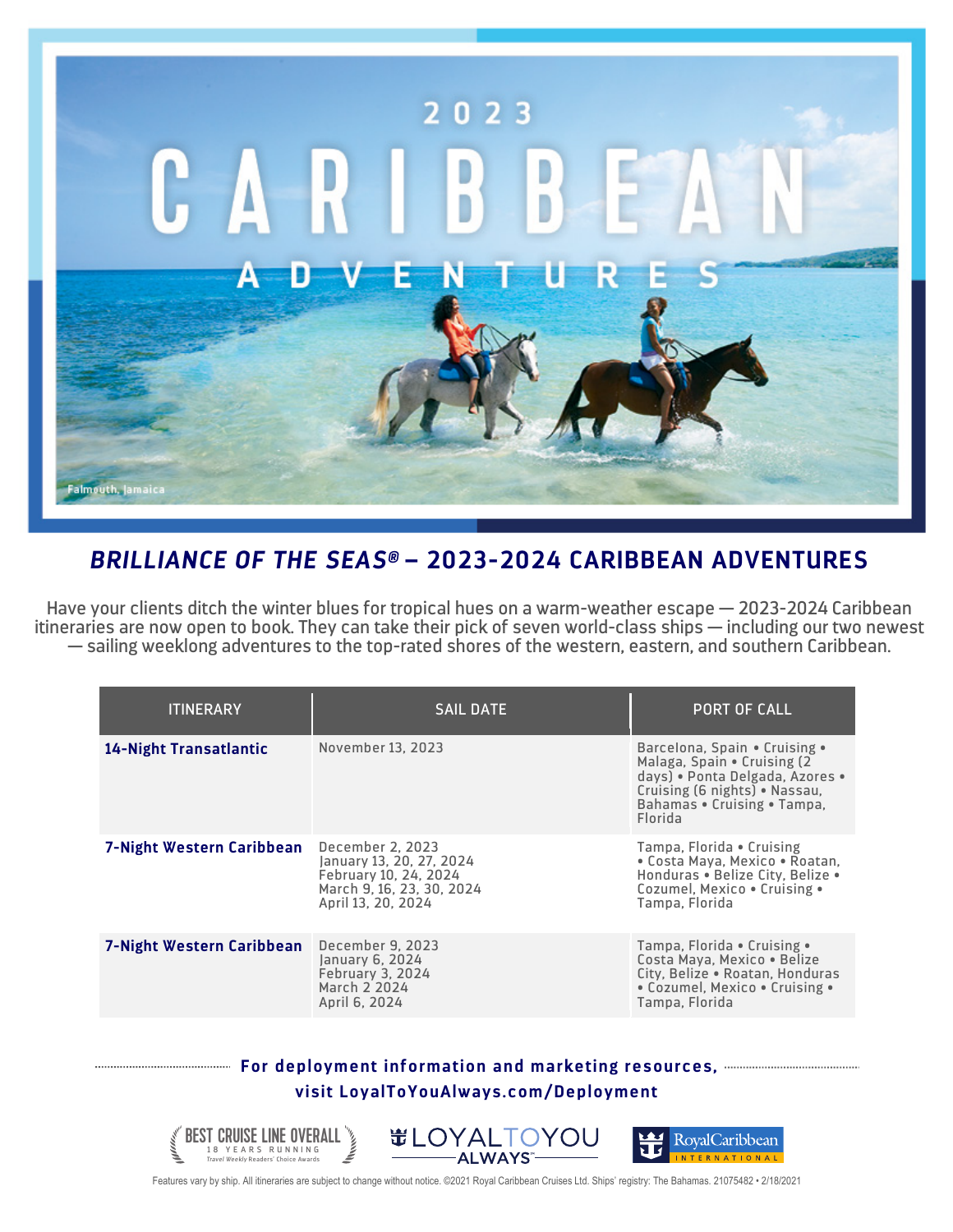# 2023 CARIBBEAN ADVENTURES

Falmouth, Jamaica

## *BRILLIANCE OF THE SEAS®* – 2023-2024 CARIBBEAN ADVENTURES

Have your clients ditch the winter blues for tropical hues on a warm-weather escape — 2023-2024 Caribbean itineraries are now open to book. They can take their pick of seven world-class ships — including our two newest — sailing weeklong adventures to the top-rated shores of the western, eastern, and southern Caribbean.

| ITINERARY | SAIL DATE | PORT OF CALL |
|---|---|---|
| **14-Night Transatlantic** | November 13, 2023 | Barcelona, Spain • Cruising • Malaga, Spain • Cruising (2 days) • Ponta Delgada, Azores • Cruising (6 nights) • Nassau, Bahamas • Cruising • Tampa, Florida |
| **7-Night Western Caribbean** | December 2, 2023<br>January 13, 20, 27, 2024<br>February 10, 24, 2024<br>March 9, 16, 23, 30, 2024<br>April 13, 20, 2024 | Tampa, Florida • Cruising • Costa Maya, Mexico • Roatan, Honduras • Belize City, Belize • Cozumel, Mexico • Cruising • Tampa, Florida |
| **7-Night Western Caribbean** | December 9, 2023<br>January 6, 2024<br>February 3, 2024<br>March 2 2024<br>April 6, 2024 | Tampa, Florida • Cruising • Costa Maya, Mexico • Belize City, Belize • Roatan, Honduras • Cozumel, Mexico • Cruising • Tampa, Florida |

**For deployment information and marketing resources, visit LoyalToYouAlways.com/Deployment**

BEST CRUISE LINE OVERALL 18 YEARS RUNNING Travel Weekly Readers' Choice Awards

LOYALTOYOU ALWAYS™

Royal Caribbean INTERNATIONAL

Features vary by ship. All itineraries are subject to change without notice. ©2021 Royal Caribbean Cruises Ltd. Ships' registry: The Bahamas. 21075482 • 2/18/2021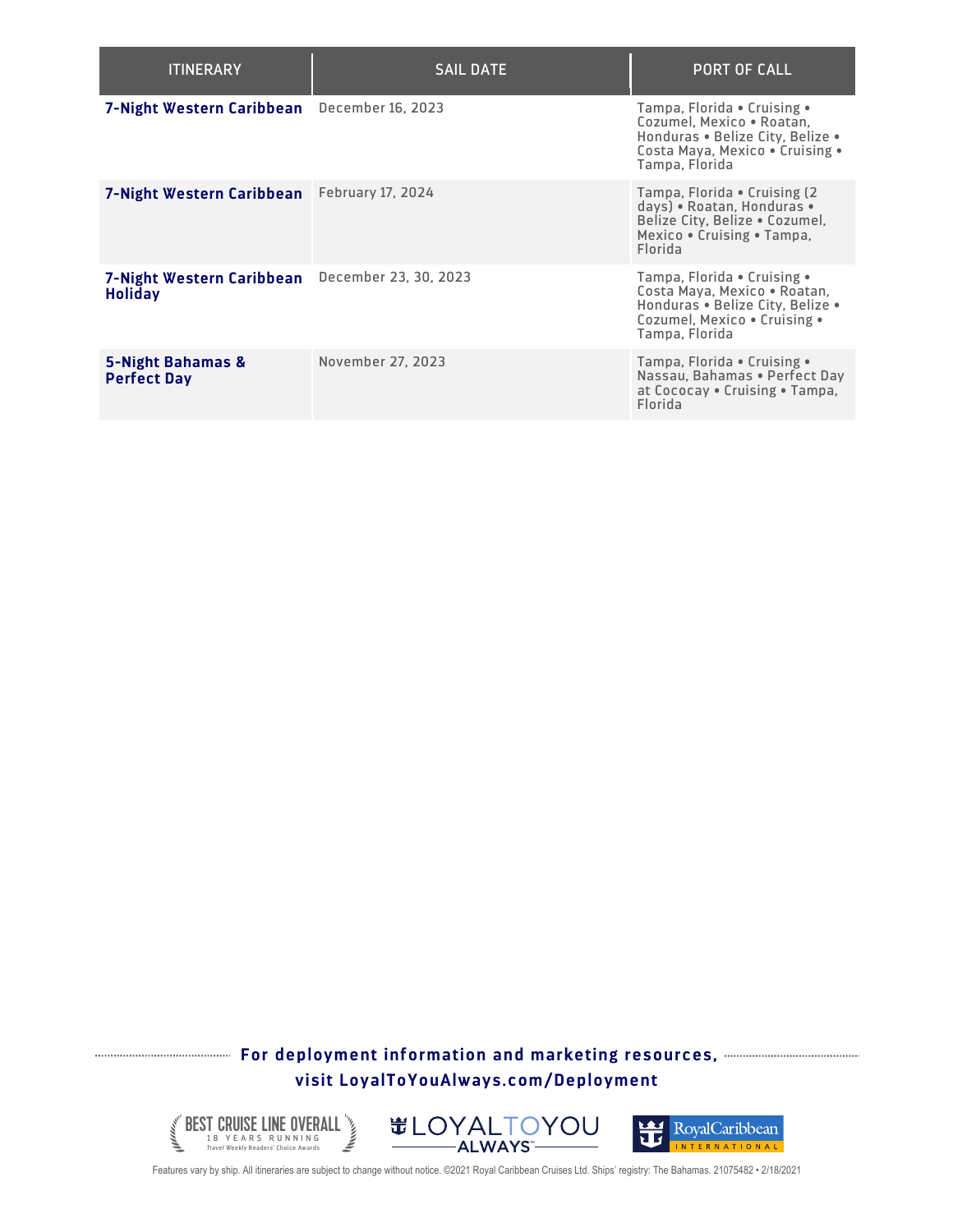| ITINERARY | SAIL DATE | PORT OF CALL |
|---|---|---|
| **7-Night Western Caribbean** | December 16, 2023 | Tampa, Florida • Cruising • Cozumel, Mexico • Roatan, Honduras • Belize City, Belize • Costa Maya, Mexico • Cruising • Tampa, Florida |
| **7-Night Western Caribbean** | February 17, 2024 | Tampa, Florida • Cruising (2 days) • Roatan, Honduras • Belize City, Belize • Cozumel, Mexico • Cruising • Tampa, Florida |
| **7-Night Western Caribbean Holiday** | December 23, 30, 2023 | Tampa, Florida • Cruising • Costa Maya, Mexico • Roatan, Honduras • Belize City, Belize • Cozumel, Mexico • Cruising • Tampa, Florida |
| **5-Night Bahamas & Perfect Day** | November 27, 2023 | Tampa, Florida • Cruising • Nassau, Bahamas • Perfect Day at Cococay • Cruising • Tampa, Florida |

**For deployment information and marketing resources, visit LoyalToYouAlways.com/Deployment**

BEST CRUISE LINE OVERALL 18 YEARS RUNNING Travel Weekly Readers' Choice Awards

LOYALTOYOU ALWAYS

RoyalCaribbean INTERNATIONAL

Features vary by ship. All itineraries are subject to change without notice. ©2021 Royal Caribbean Cruises Ltd. Ships' registry: The Bahamas. 21075482 • 2/18/2021